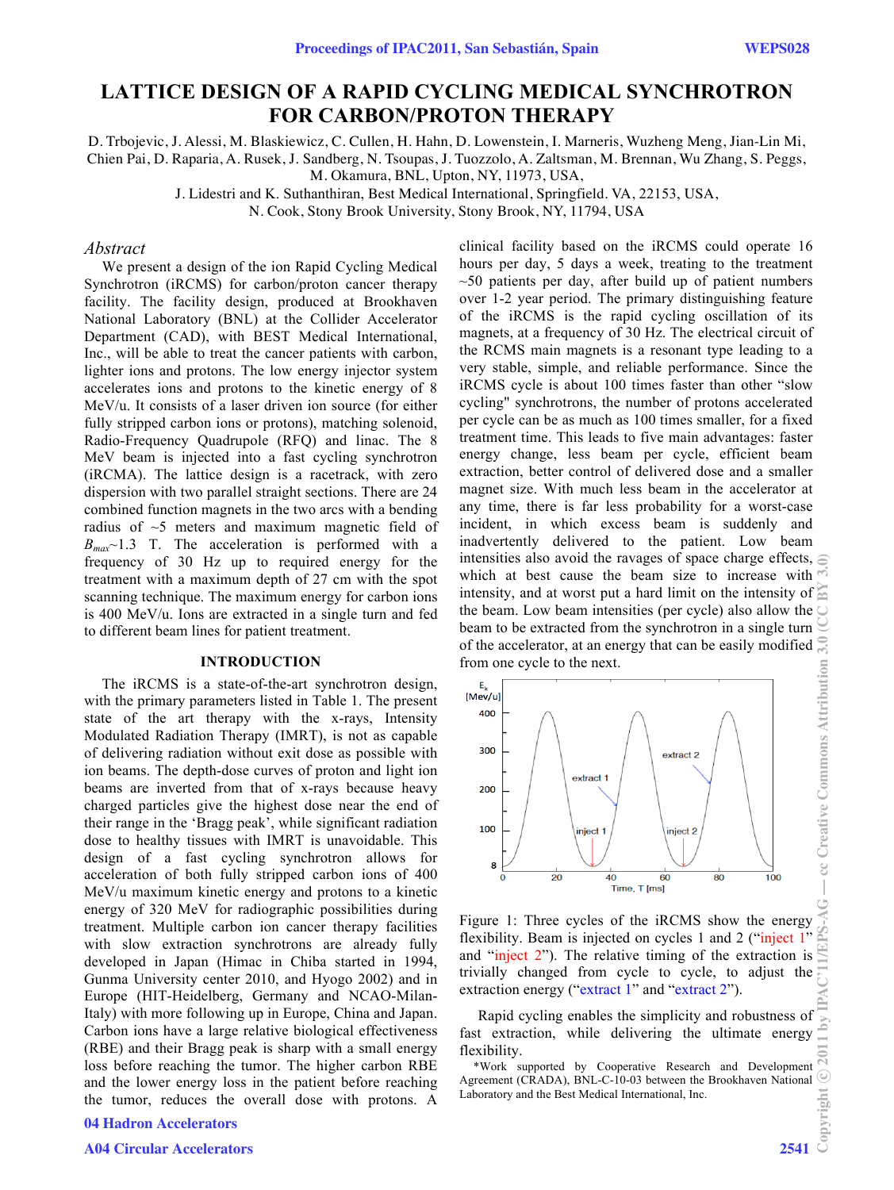#### LATTICE DESIGN OF A RAPID CYCLING MEDICAL SYNCHROTRON FOR CARBON/PROTON THERAPY

D. Trbojevic, J. Alessi, M. Blaskiewicz, C. Cullen, H. Hahn, D. Lowenstein, I. Marneris, Wuzheng Meng, Jian-Lin Mi, Chien Pai, D. Raparia, A. Rusek, J. Sandberg, N. Tsoupas, J. Tuozzolo, A. Zaltsman, M. Brennan, Wu Zhang, S. Peggs, M. Okamura, BNL, Upton, NY, 11973, USA,

J. Lidestri and K. Suthanthiran, Best Medical International, Springfield. VA, 22153, USA,

N. Cook, Stony Brook University, Stony Brook, NY, 11794, USA

## *Abstract*

We present a design of the ion Rapid Cycling Medical Synchrotron (iRCMS) for carbon/proton cancer therapy facility. The facility design, produced at Brookhaven National Laboratory (BNL) at the Collider Accelerator Department (CAD), with BEST Medical International, Inc., will be able to treat the cancer patients with carbon, lighter ions and protons. The low energy injector system accelerates ions and protons to the kinetic energy of 8 MeV/u. It consists of a laser driven ion source (for either fully stripped carbon ions or protons), matching solenoid, Radio-Frequency Quadrupole (RFQ) and linac. The 8 MeV beam is injected into a fast cycling synchrotron (iRCMA). The lattice design is a racetrack, with zero dispersion with two parallel straight sections. There are 24 combined function magnets in the two arcs with a bending radius of ~5 meters and maximum magnetic field of $B_{max}$~1.3 T. The acceleration is performed with a frequency of 30 Hz up to required energy for the treatment with a maximum depth of 27 cm with the spot scanning technique. The maximum energy for carbon ions is 400 MeV/u. Ions are extracted in a single turn and fed to different beam lines for patient treatment.

## INTRODUCTION

The iRCMS is a state-of-the-art synchrotron design, with the primary parameters listed in Table 1. The present state of the art therapy with the x-rays, Intensity Modulated Radiation Therapy (IMRT), is not as capable of delivering radiation without exit dose as possible with ion beams. The depth-dose curves of proton and light ion beams are inverted from that of x-rays because heavy charged particles give the highest dose near the end of their range in the 'Bragg peak', while significant radiation dose to healthy tissues with IMRT is unavoidable. This design of a fast cycling synchrotron allows for acceleration of both fully stripped carbon ions of 400 MeV/u maximum kinetic energy and protons to a kinetic energy of 320 MeV for radiographic possibilities during treatment. Multiple carbon ion cancer therapy facilities with slow extraction synchrotrons are already fully developed in Japan (Himac in Chiba started in 1994, Gunma University center 2010, and Hyogo 2002) and in Europe (HIT-Heidelberg, Germany and NCAO-Milan-Italy) with more following up in Europe, China and Japan. Carbon ions have a large relative biological effectiveness (RBE) and their Bragg peak is sharp with a small energy loss before reaching the tumor. The higher carbon RBE and the lower energy loss in the patient before reaching the tumor, reduces the overall dose with protons. A clinical facility based on the iRCMS could operate 16 hours per day, 5 days a week, treating to the treatment ~50 patients per day, after build up of patient numbers over 1-2 year period. The primary distinguishing feature of the iRCMS is the rapid cycling oscillation of its magnets, at a frequency of 30 Hz. The electrical circuit of the RCMS main magnets is a resonant type leading to a very stable, simple, and reliable performance. Since the iRCMS cycle is about 100 times faster than other "slow cycling" synchrotrons, the number of protons accelerated per cycle can be as much as 100 times smaller, for a fixed treatment time. This leads to five main advantages: faster energy change, less beam per cycle, efficient beam extraction, better control of delivered dose and a smaller magnet size. With much less beam in the accelerator at any time, there is far less probability for a worst-case incident, in which excess beam is suddenly and inadvertently delivered to the patient. Low beam intensities also avoid the ravages of space charge effects, which at best cause the beam size to increase with intensity, and at worst put a hard limit on the intensity of the beam. Low beam intensities (per cycle) also allow the beam to be extracted from the synchrotron in a single turn of the accelerator, at an energy that can be easily modified from one cycle to the next.

Figure 1: Three cycles of the iRCMS show the energy flexibility. Beam is injected on cycles 1 and 2 ("inject 1" and "inject 2"). The relative timing of the extraction is trivially changed from cycle to cycle, to adjust the extraction energy ("extract 1" and "extract 2").

Rapid cycling enables the simplicity and robustness of fast extraction, while delivering the ultimate energy flexibility.

*Work supported by Cooperative Research and Development Agreement (CRADA), BNL-C-10-03 between the Brookhaven National Laboratory and the Best Medical International, Inc.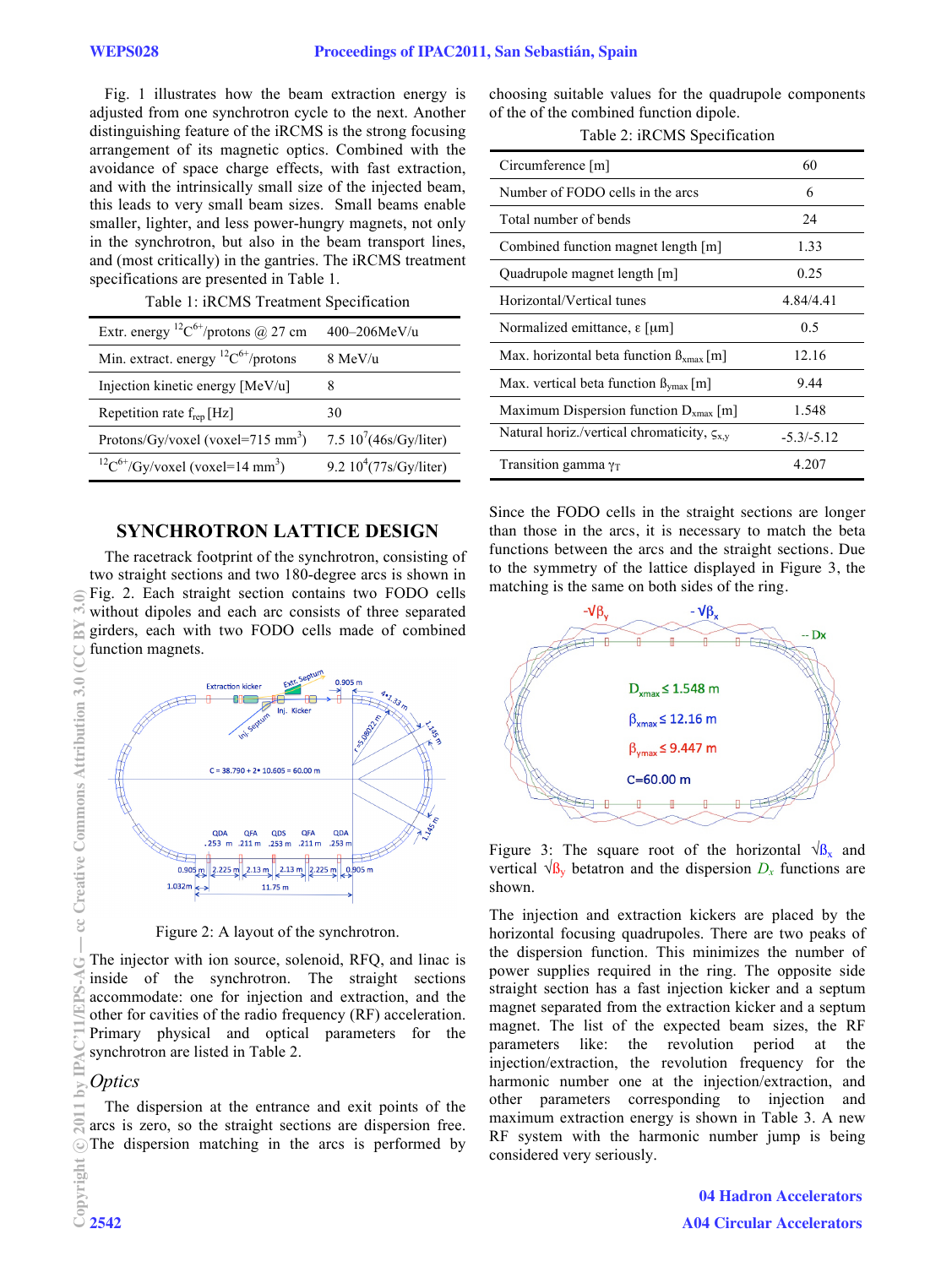Fig. 1 illustrates how the beam extraction energy is adjusted from one synchrotron cycle to the next. Another distinguishing feature of the iRCMS is the strong focusing arrangement of its magnetic optics. Combined with the avoidance of space charge effects, with fast extraction, and with the intrinsically small size of the injected beam, this leads to very small beam sizes. Small beams enable smaller, lighter, and less power-hungry magnets, not only in the synchrotron, but also in the beam transport lines, and (most critically) in the gantries. The iRCMS treatment specifications are presented in Table 1.

Table 1: iRCMS Treatment Specification

| | |
|---|---|
| Extr. energy $^{12}C^{6+}$/protons @ 27 cm | 400–206MeV/u |
| Min. extract. energy $^{12}C^{6+}$/protons | 8 MeV/u |
| Injection kinetic energy [MeV/u] | 8 |
| Repetition rate $f_{rep}$ [Hz] | 30 |
| Protons/Gy/voxel (voxel=715 $mm^3$) | 7.5 $10^7$(46s/Gy/liter) |
| $^{12}C^{6+}$/Gy/voxel (voxel=14 $mm^3$) | 9.2 $10^4$(77s/Gy/liter) |

## SYNCHROTRON LATTICE DESIGN

The racetrack footprint of the synchrotron, consisting of two straight sections and two 180-degree arcs is shown in Fig. 2. Each straight section contains two FODO cells without dipoles and each arc consists of three separated girders, each with two FODO cells made of combined function magnets.

Figure 2: A layout of the synchrotron.

The injector with ion source, solenoid, RFQ, and linac is inside of the synchrotron. The straight sections accommodate: one for injection and extraction, and the other for cavities of the radio frequency (RF) acceleration. Primary physical and optical parameters for the synchrotron are listed in Table 2.

### *Optics*

The dispersion at the entrance and exit points of the arcs is zero, so the straight sections are dispersion free. The dispersion matching in the arcs is performed by choosing suitable values for the quadrupole components of the of the combined function dipole.

Table 2: iRCMS Specification

| | |
|---|---|
| Circumference [m] | 60 |
| Number of FODO cells in the arcs | 6 |
| Total number of bends | 24 |
| Combined function magnet length [m] | 1.33 |
| Quadrupole magnet length [m] | 0.25 |
| Horizontal/Vertical tunes | 4.84/4.41 |
| Normalized emittance, ε [μm] | 0.5 |
| Max. horizontal beta function $\beta_{xmax}$ [m] | 12.16 |
| Max. vertical beta function $\beta_{ymax}$ [m] | 9.44 |
| Maximum Dispersion function $D_{xmax}$ [m] | 1.548 |
| Natural horiz./vertical chromaticity, $\varsigma_{x,y}$ | -5.3/-5.12 |
| Transition gamma $\gamma_T$ | 4.207 |

Since the FODO cells in the straight sections are longer than those in the arcs, it is necessary to match the beta functions between the arcs and the straight sections. Due to the symmetry of the lattice displayed in Figure 3, the matching is the same on both sides of the ring.

Figure 3: The square root of the horizontal $\sqrt{\beta_x}$ and vertical $\sqrt{\beta_y}$ betatron and the dispersion $D_x$ functions are shown.

The injection and extraction kickers are placed by the horizontal focusing quadrupoles. There are two peaks of the dispersion function. This minimizes the number of power supplies required in the ring. The opposite side straight section has a fast injection kicker and a septum magnet separated from the extraction kicker and a septum magnet. The list of the expected beam sizes, the RF parameters like: the revolution period at the injection/extraction, the revolution frequency for the harmonic number one at the injection/extraction, and other parameters corresponding to injection and maximum extraction energy is shown in Table 3. A new RF system with the harmonic number jump is being considered very seriously.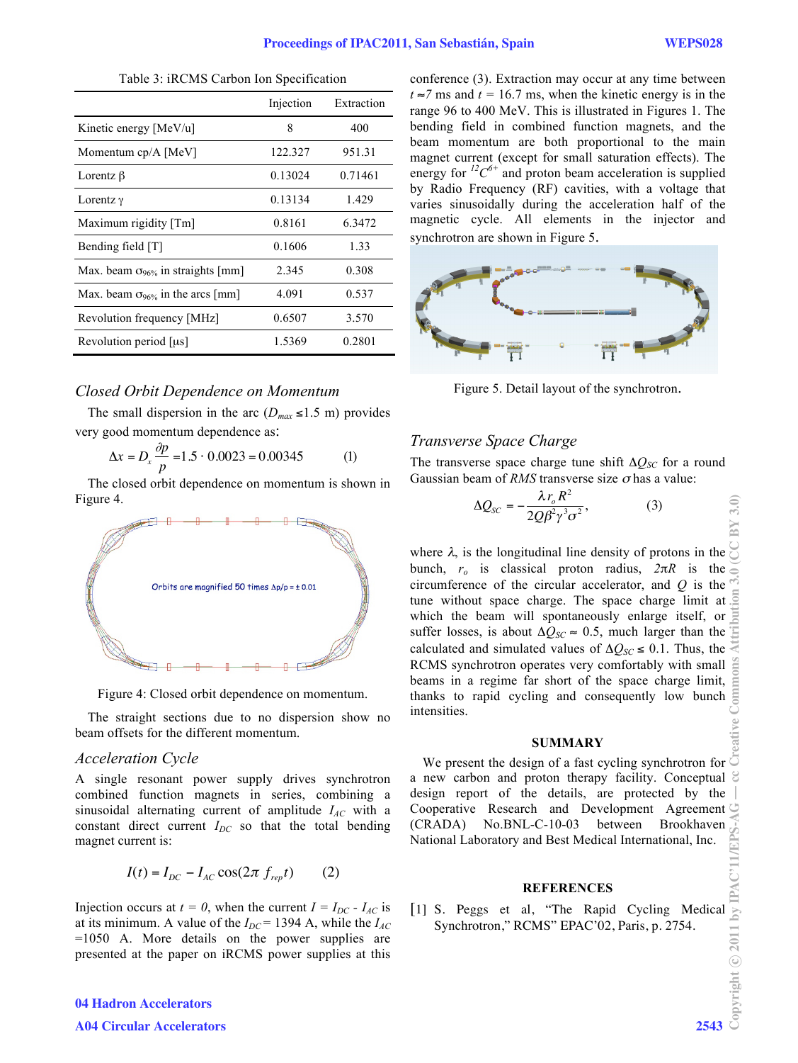Table 3: iRCMS Carbon Ion Specification

| | Injection | Extraction |
|---|---|---|
| Kinetic energy [MeV/u] | 8 | 400 |
| Momentum cp/A [MeV] | 122.327 | 951.31 |
| Lorentz β | 0.13024 | 0.71461 |
| Lorentz γ | 0.13134 | 1.429 |
| Maximum rigidity [Tm] | 0.8161 | 6.3472 |
| Bending field [T] | 0.1606 | 1.33 |
| Max. beam $\sigma_{96\%}$ in straights [mm] | 2.345 | 0.308 |
| Max. beam $\sigma_{96\%}$ in the arcs [mm] | 4.091 | 0.537 |
| Revolution frequency [MHz] | 0.6507 | 3.570 |
| Revolution period [μs] | 1.5369 | 0.2801 |

### *Closed Orbit Dependence on Momentum*

The small dispersion in the arc ($D_{max} \leq 1.5$ m) provides very good momentum dependence as:

$$\Delta x = D_x \frac{\partial p}{p} = 1.5 \cdot 0.0023 = 0.00345 \qquad (1)$$

The closed orbit dependence on momentum is shown in Figure 4.

Orbits are magnified 50 times Δp/p = ± 0.01

Figure 4: Closed orbit dependence on momentum.

The straight sections due to no dispersion show no beam offsets for the different momentum.

### *Acceleration Cycle*

A single resonant power supply drives synchrotron combined function magnets in series, combining a sinusoidal alternating current of amplitude $I_{AC}$ with a constant direct current $I_{DC}$ so that the total bending magnet current is:

$$I(t) = I_{DC} - I_{AC}\cos(2\pi\, f_{rep} t) \qquad (2)$$

Injection occurs at $t = 0$, when the current $I = I_{DC} - I_{AC}$ is at its minimum. A value of the $I_{DC} = 1394$ A, while the $I_{AC} = 1050$ A. More details on the power supplies are presented at the paper on iRCMS power supplies at this conference (3). Extraction may occur at any time between $t \approx 7$ ms and $t = 16.7$ ms, when the kinetic energy is in the range 96 to 400 MeV. This is illustrated in Figures 1. The bending field in combined function magnets, and the beam momentum are both proportional to the main magnet current (except for small saturation effects). The energy for $^{12}C^{6+}$ and proton beam acceleration is supplied by Radio Frequency (RF) cavities, with a voltage that varies sinusoidally during the acceleration half of the magnetic cycle. All elements in the injector and synchrotron are shown in Figure 5.

Figure 5. Detail layout of the synchrotron.

### *Transverse Space Charge*

The transverse space charge tune shift $\Delta Q_{SC}$ for a round Gaussian beam of *RMS* transverse size $\sigma$ has a value:

$$\Delta Q_{SC} = -\frac{\lambda r_o R^2}{2Q\beta^2\gamma^3\sigma^2}, \qquad (3)$$

where $\lambda$, is the longitudinal line density of protons in the bunch, $r_o$ is classical proton radius, $2\pi R$ is the circumference of the circular accelerator, and $Q$ is the tune without space charge. The space charge limit at which the beam will spontaneously enlarge itself, or suffer losses, is about $\Delta Q_{SC} \approx 0.5$, much larger than the calculated and simulated values of $\Delta Q_{SC} \leq 0.1$. Thus, the RCMS synchrotron operates very comfortably with small beams in a regime far short of the space charge limit, thanks to rapid cycling and consequently low bunch intensities.

## SUMMARY

We present the design of a fast cycling synchrotron for a new carbon and proton therapy facility. Conceptual design report of the details, are protected by the Cooperative Research and Development Agreement (CRADA) No.BNL-C-10-03 between Brookhaven National Laboratory and Best Medical International, Inc.

## REFERENCES

[1] S. Peggs et al, "The Rapid Cycling Medical Synchrotron," RCMS" EPAC'02, Paris, p. 2754.